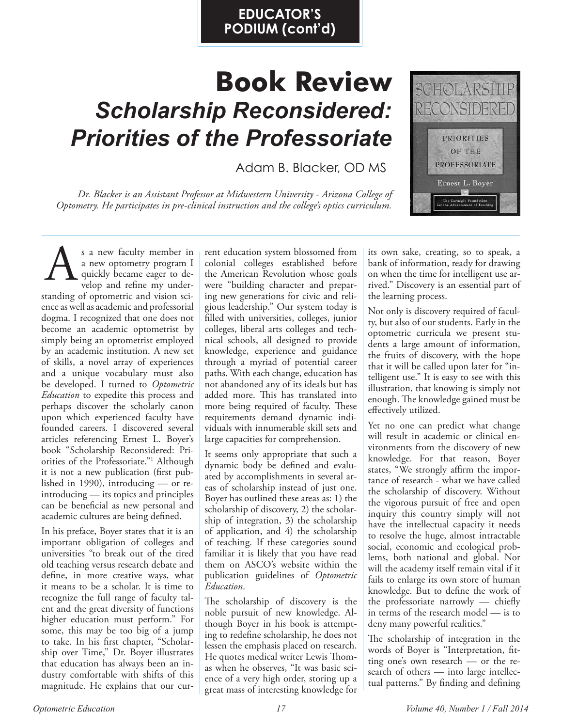EDUCATOR'S PODIUM (cont'd)

# Book Review

## *Scholarship Reconsidered: Priorities of the Professoriate*

Adam B. Blacker, OD MS

*Dr. Blacker is an Assistant Professor at Midwestern University - Arizona College of Optometry. He participates in pre-clinical instruction and the college's optics curriculum.*

As a new faculty member in a new optometry program I quickly became eager to develop and refine my understanding of optometric and vision science as well as academic and professorial dogma. I recognized that one does not become an academic optometrist by simply being an optometrist employed by an academic institution. A new set of skills, a novel array of experiences and a unique vocabulary must also be developed. I turned to *Optometric Education* to expedite this process and perhaps discover the scholarly canon upon which experienced faculty have founded careers. I discovered several articles referencing Ernest L. Boyer's book "Scholarship Reconsidered: Priorities of the Professoriate."[1] Although it is not a new publication (first published in 1990), introducing — or reintroducing — its topics and principles can be beneficial as new personal and academic cultures are being defined.

In his preface, Boyer states that it is an important obligation of colleges and universities "to break out of the tired old teaching versus research debate and define, in more creative ways, what it means to be a scholar. It is time to recognize the full range of faculty talent and the great diversity of functions higher education must perform." For some, this may be too big of a jump to take. In his first chapter, "Scholarship over Time," Dr. Boyer illustrates that education has always been an industry comfortable with shifts of this magnitude. He explains that our current education system blossomed from colonial colleges established before the American Revolution whose goals were "building character and preparing new generations for civic and religious leadership." Our system today is filled with universities, colleges, junior colleges, liberal arts colleges and technical schools, all designed to provide knowledge, experience and guidance through a myriad of potential career paths. With each change, education has not abandoned any of its ideals but has added more. This has translated into more being required of faculty. These requirements demand dynamic individuals with innumerable skill sets and large capacities for comprehension.

It seems only appropriate that such a dynamic body be defined and evaluated by accomplishments in several areas of scholarship instead of just one. Boyer has outlined these areas as: 1) the scholarship of discovery, 2) the scholarship of integration, 3) the scholarship of application, and 4) the scholarship of teaching. If these categories sound familiar it is likely that you have read them on ASCO's website within the publication guidelines of *Optometric Education*.

The scholarship of discovery is the noble pursuit of new knowledge. Although Boyer in his book is attempting to redefine scholarship, he does not lessen the emphasis placed on research. He quotes medical writer Lewis Thomas when he observes, "It was basic science of a very high order, storing up a great mass of interesting knowledge for its own sake, creating, so to speak, a bank of information, ready for drawing on when the time for intelligent use arrived." Discovery is an essential part of the learning process.

Not only is discovery required of faculty, but also of our students. Early in the optometric curricula we present students a large amount of information, the fruits of discovery, with the hope that it will be called upon later for "intelligent use." It is easy to see with this illustration, that knowing is simply not enough. The knowledge gained must be effectively utilized.

Yet no one can predict what change will result in academic or clinical environments from the discovery of new knowledge. For that reason, Boyer states, "We strongly affirm the importance of research - what we have called the scholarship of discovery. Without the vigorous pursuit of free and open inquiry this country simply will not have the intellectual capacity it needs to resolve the huge, almost intractable social, economic and ecological problems, both national and global. Nor will the academy itself remain vital if it fails to enlarge its own store of human knowledge. But to define the work of the professoriate narrowly — chiefly in terms of the research model — is to deny many powerful realities."

The scholarship of integration in the words of Boyer is "Interpretation, fitting one's own research — or the research of others — into large intellectual patterns." By finding and defining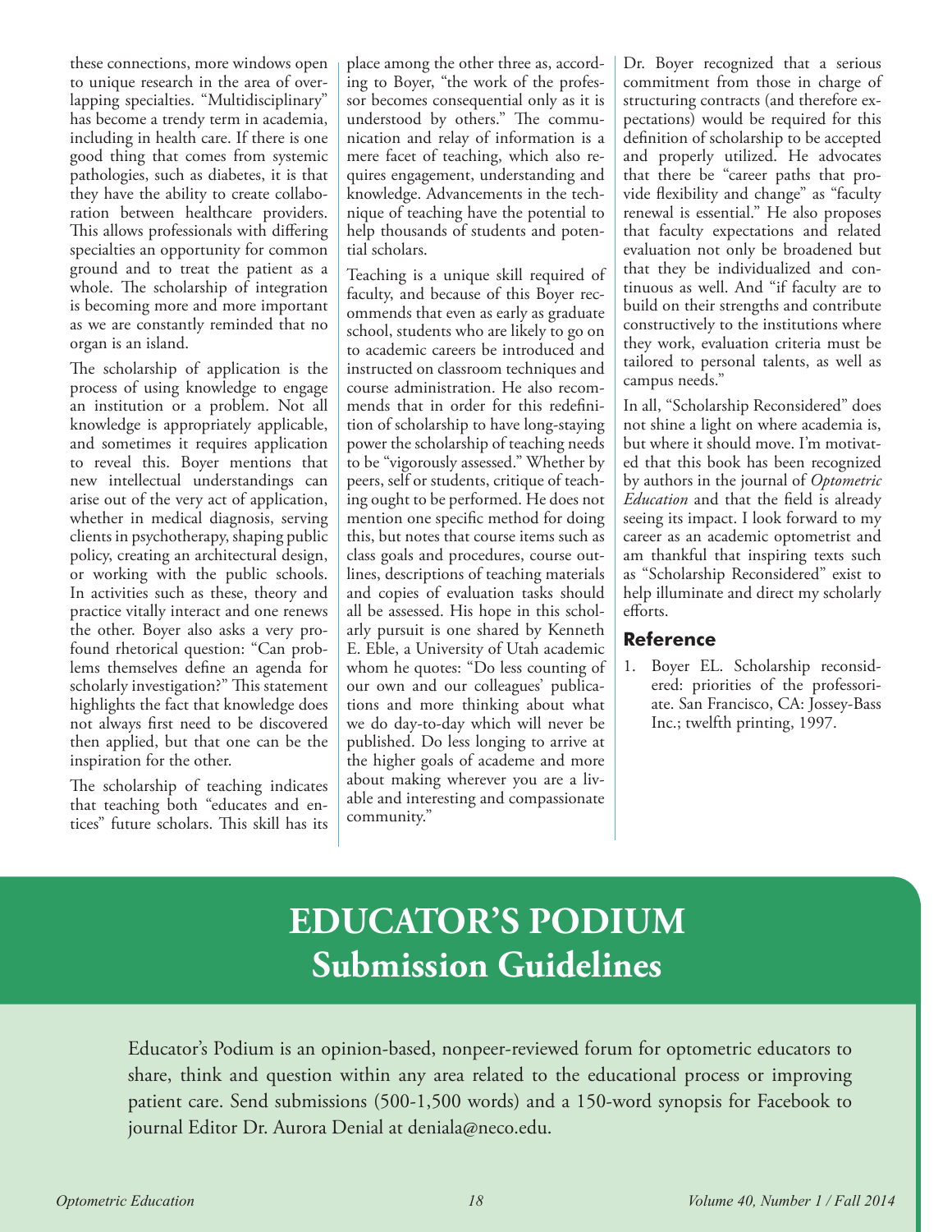these connections, more windows open to unique research in the area of overlapping specialties. "Multidisciplinary" has become a trendy term in academia, including in health care. If there is one good thing that comes from systemic pathologies, such as diabetes, it is that they have the ability to create collaboration between healthcare providers. This allows professionals with differing specialties an opportunity for common ground and to treat the patient as a whole. The scholarship of integration is becoming more and more important as we are constantly reminded that no organ is an island.

The scholarship of application is the process of using knowledge to engage an institution or a problem. Not all knowledge is appropriately applicable, and sometimes it requires application to reveal this. Boyer mentions that new intellectual understandings can arise out of the very act of application, whether in medical diagnosis, serving clients in psychotherapy, shaping public policy, creating an architectural design, or working with the public schools. In activities such as these, theory and practice vitally interact and one renews the other. Boyer also asks a very profound rhetorical question: "Can problems themselves define an agenda for scholarly investigation?" This statement highlights the fact that knowledge does not always first need to be discovered then applied, but that one can be the inspiration for the other.

The scholarship of teaching indicates that teaching both "educates and entices" future scholars. This skill has its place among the other three as, according to Boyer, "the work of the professor becomes consequential only as it is understood by others." The communication and relay of information is a mere facet of teaching, which also requires engagement, understanding and knowledge. Advancements in the technique of teaching have the potential to help thousands of students and potential scholars.

Teaching is a unique skill required of faculty, and because of this Boyer recommends that even as early as graduate school, students who are likely to go on to academic careers be introduced and instructed on classroom techniques and course administration. He also recommends that in order for this redefinition of scholarship to have long-staying power the scholarship of teaching needs to be "vigorously assessed." Whether by peers, self or students, critique of teaching ought to be performed. He does not mention one specific method for doing this, but notes that course items such as class goals and procedures, course outlines, descriptions of teaching materials and copies of evaluation tasks should all be assessed. His hope in this scholarly pursuit is one shared by Kenneth E. Eble, a University of Utah academic whom he quotes: "Do less counting of our own and our colleagues' publications and more thinking about what we do day-to-day which will never be published. Do less longing to arrive at the higher goals of academe and more about making wherever you are a livable and interesting and compassionate community."

Dr. Boyer recognized that a serious commitment from those in charge of structuring contracts (and therefore expectations) would be required for this definition of scholarship to be accepted and properly utilized. He advocates that there be "career paths that provide flexibility and change" as "faculty renewal is essential." He also proposes that faculty expectations and related evaluation not only be broadened but that they be individualized and continuous as well. And "if faculty are to build on their strengths and contribute constructively to the institutions where they work, evaluation criteria must be tailored to personal talents, as well as campus needs."

In all, "Scholarship Reconsidered" does not shine a light on where academia is, but where it should move. I'm motivated that this book has been recognized by authors in the journal of *Optometric Education* and that the field is already seeing its impact. I look forward to my career as an academic optometrist and am thankful that inspiring texts such as "Scholarship Reconsidered" exist to help illuminate and direct my scholarly efforts.

## Reference

1. Boyer EL. Scholarship reconsidered: priorities of the professoriate. San Francisco, CA: Jossey-Bass Inc.; twelfth printing, 1997.

# EDUCATOR'S PODIUM
# Submission Guidelines

Educator's Podium is an opinion-based, nonpeer-reviewed forum for optometric educators to share, think and question within any area related to the educational process or improving patient care. Send submissions (500-1,500 words) and a 150-word synopsis for Facebook to journal Editor Dr. Aurora Denial at deniala@neco.edu.